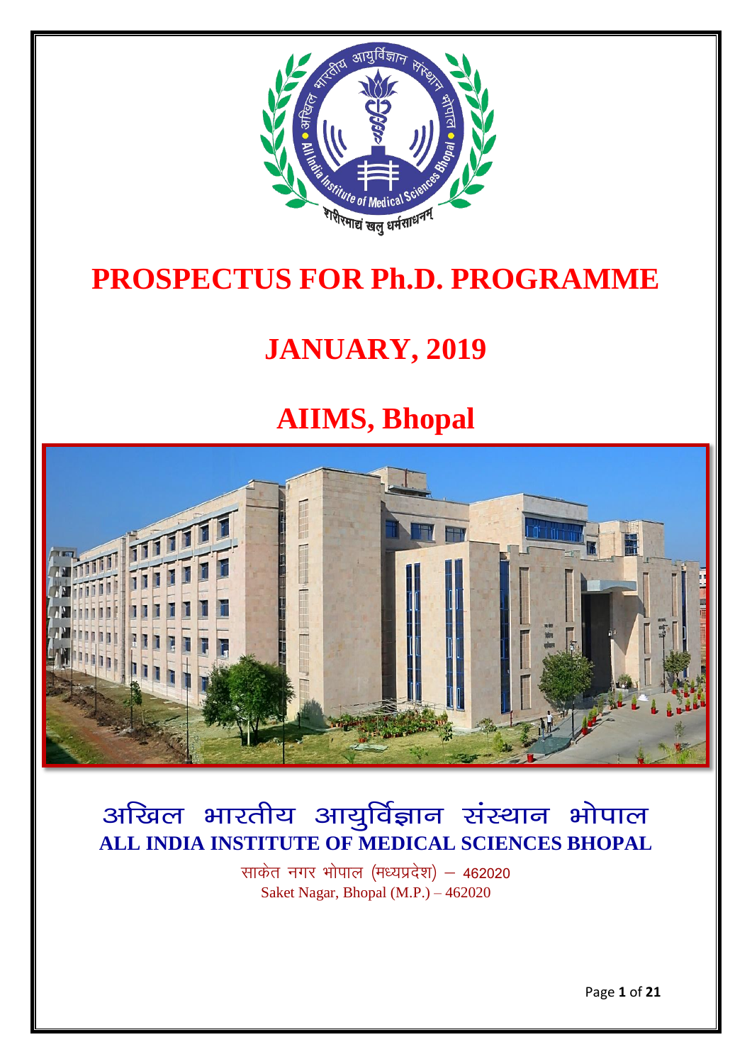# PROSPECTUS FOR Ph.D. PROGRAMME

# JANUARY, 2019

# AIIMS, Bhopal

अखिल भारतीय आयुर्विज्ञान संस्थान भोपाल

**ALL INDIA INSTITUTE OF MEDICAL SCIENCES BHOPAL**

साकेत नगर भोपाल (मध्यप्रदेश) – 462020

Saket Nagar, Bhopal (M.P.) – 462020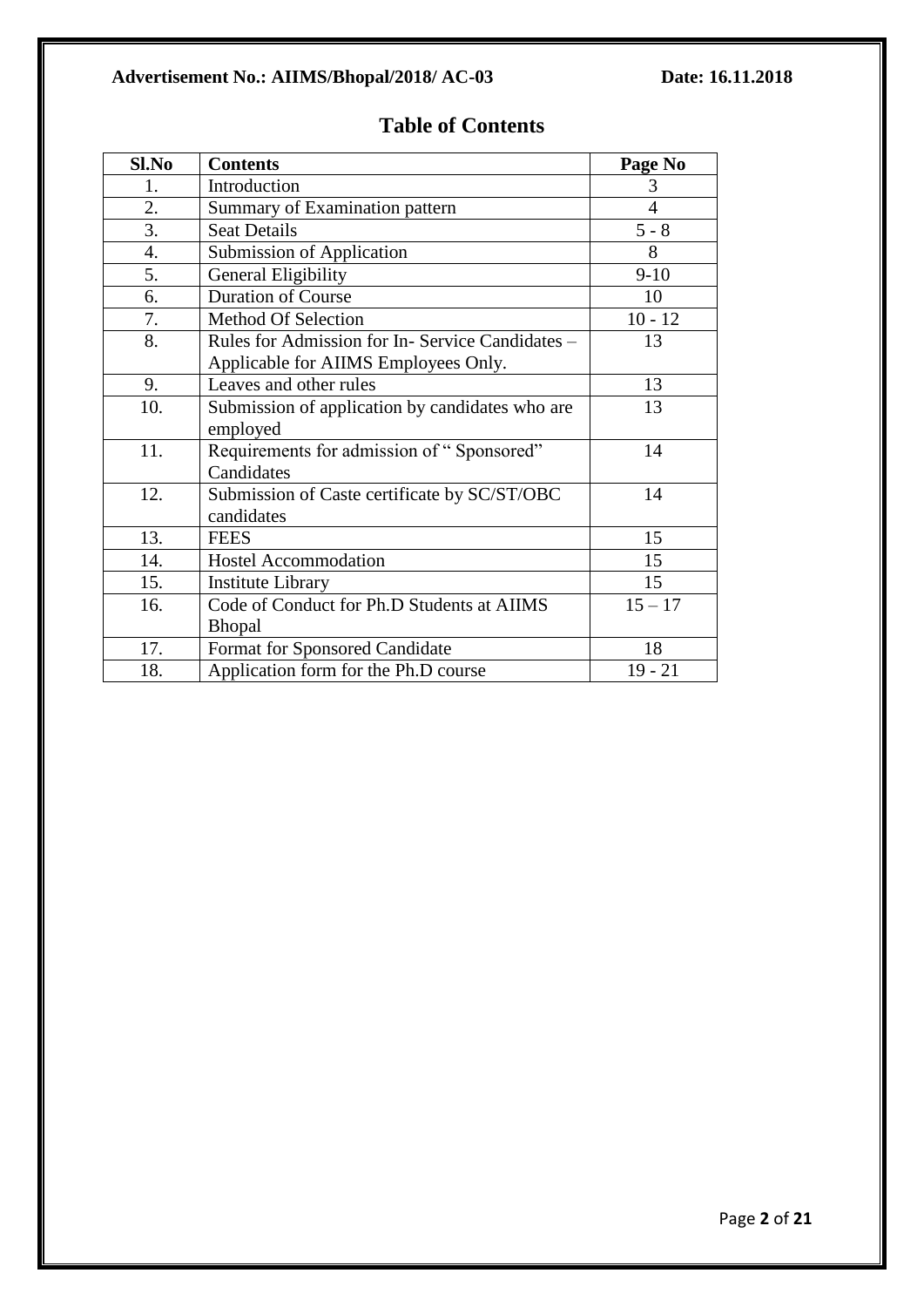**Advertisement No.: AIIMS/Bhopal/2018/ AC-03** **Date: 16.11.2018**

## Table of Contents

| Sl.No | Contents | Page No |
|---|---|---|
| 1. | Introduction | 3 |
| 2. | Summary of Examination pattern | 4 |
| 3. | Seat Details | 5 - 8 |
| 4. | Submission of Application | 8 |
| 5. | General Eligibility | 9-10 |
| 6. | Duration of Course | 10 |
| 7. | Method Of Selection | 10 - 12 |
| 8. | Rules for Admission for In- Service Candidates – Applicable for AIIMS Employees Only. | 13 |
| 9. | Leaves and other rules | 13 |
| 10. | Submission of application by candidates who are employed | 13 |
| 11. | Requirements for admission of " Sponsored" Candidates | 14 |
| 12. | Submission of Caste certificate by SC/ST/OBC candidates | 14 |
| 13. | FEES | 15 |
| 14. | Hostel Accommodation | 15 |
| 15. | Institute Library | 15 |
| 16. | Code of Conduct for Ph.D Students at AIIMS Bhopal | 15 – 17 |
| 17. | Format for Sponsored Candidate | 18 |
| 18. | Application form for the Ph.D course | 19 - 21 |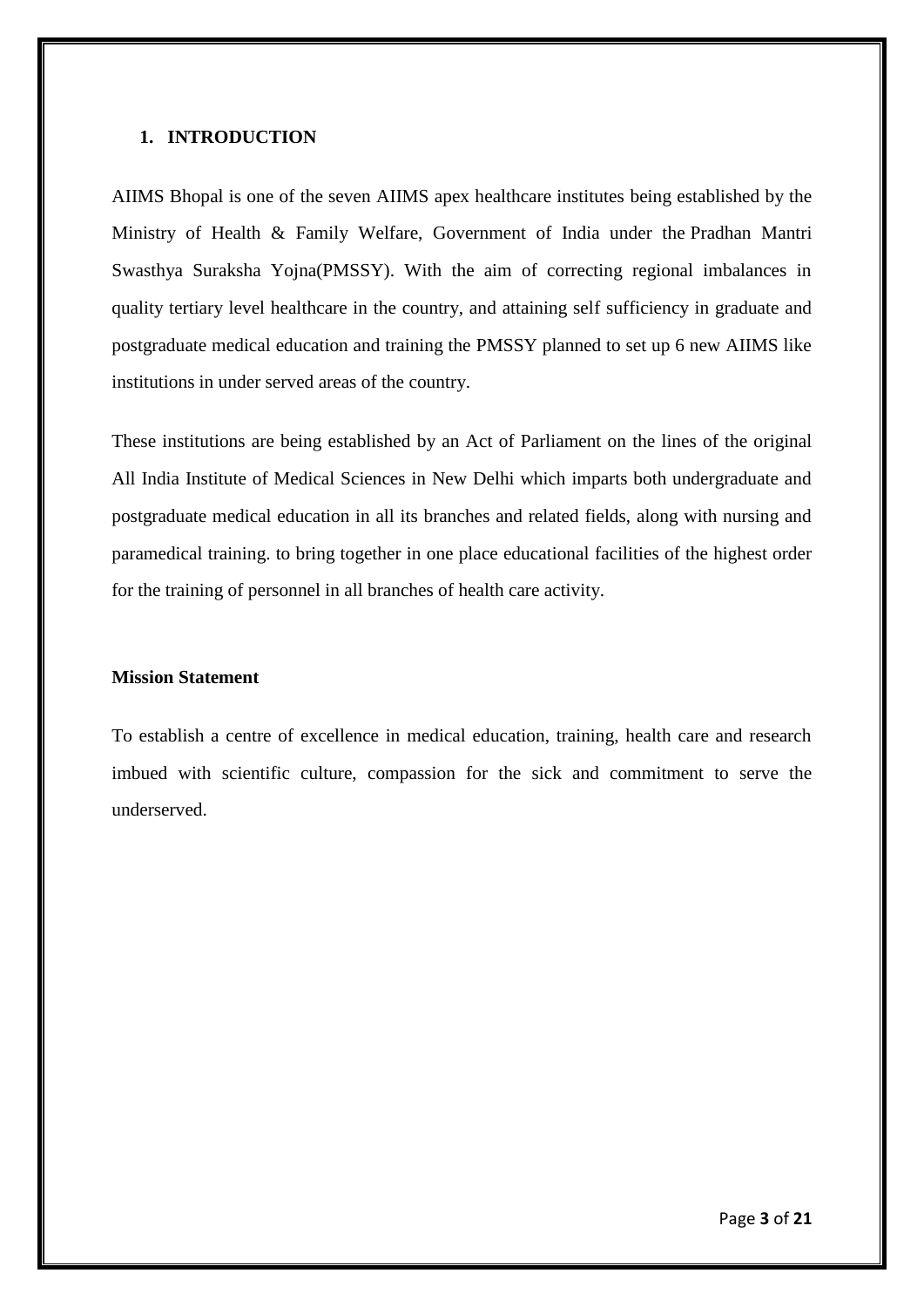## 1. INTRODUCTION

AIIMS Bhopal is one of the seven AIIMS apex healthcare institutes being established by the Ministry of Health & Family Welfare, Government of India under the Pradhan Mantri Swasthya Suraksha Yojna(PMSSY). With the aim of correcting regional imbalances in quality tertiary level healthcare in the country, and attaining self sufficiency in graduate and postgraduate medical education and training the PMSSY planned to set up 6 new AIIMS like institutions in under served areas of the country.

These institutions are being established by an Act of Parliament on the lines of the original All India Institute of Medical Sciences in New Delhi which imparts both undergraduate and postgraduate medical education in all its branches and related fields, along with nursing and paramedical training. to bring together in one place educational facilities of the highest order for the training of personnel in all branches of health care activity.

**Mission Statement**

To establish a centre of excellence in medical education, training, health care and research imbued with scientific culture, compassion for the sick and commitment to serve the underserved.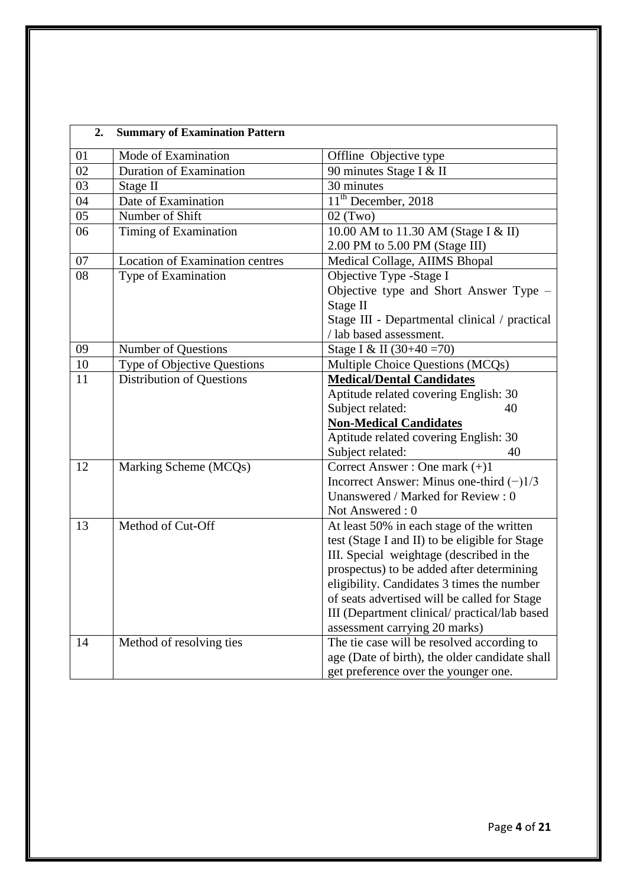| 2. | Summary of Examination Pattern | |
|---|---|---|
| 01 | Mode of Examination | Offline Objective type |
| 02 | Duration of Examination | 90 minutes Stage I & II |
| 03 | Stage II | 30 minutes |
| 04 | Date of Examination | 11th December, 2018 |
| 05 | Number of Shift | 02 (Two) |
| 06 | Timing of Examination | 10.00 AM to 11.30 AM (Stage I & II)<br>2.00 PM to 5.00 PM (Stage III) |
| 07 | Location of Examination centres | Medical Collage, AIIMS Bhopal |
| 08 | Type of Examination | Objective Type -Stage I<br>Objective type and Short Answer Type – Stage II<br>Stage III - Departmental clinical / practical / lab based assessment. |
| 09 | Number of Questions | Stage I & II (30+40 =70) |
| 10 | Type of Objective Questions | Multiple Choice Questions (MCQs) |
| 11 | Distribution of Questions | **Medical/Dental Candidates**<br>Aptitude related covering English: 30<br>Subject related: 40<br>**Non-Medical Candidates**<br>Aptitude related covering English: 30<br>Subject related: 40 |
| 12 | Marking Scheme (MCQs) | Correct Answer : One mark (+)1<br>Incorrect Answer: Minus one-third (−)1/3<br>Unanswered / Marked for Review : 0<br>Not Answered : 0 |
| 13 | Method of Cut-Off | At least 50% in each stage of the written test (Stage I and II) to be eligible for Stage III. Special weightage (described in the prospectus) to be added after determining eligibility. Candidates 3 times the number of seats advertised will be called for Stage III (Department clinical/ practical/lab based assessment carrying 20 marks) |
| 14 | Method of resolving ties | The tie case will be resolved according to age (Date of birth), the older candidate shall get preference over the younger one. |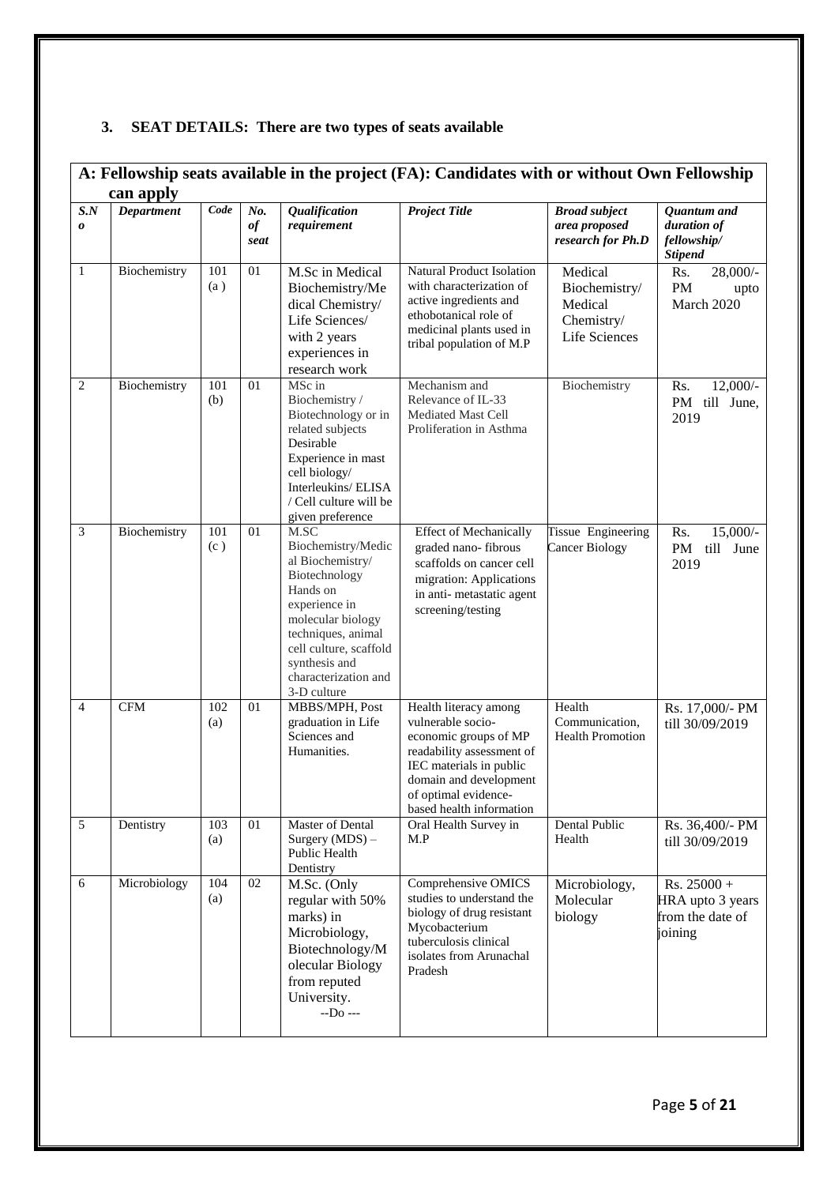### 3. SEAT DETAILS: There are two types of seats available

**A: Fellowship seats available in the project (FA): Candidates with or without Own Fellowship can apply**

| S.No | Department | Code | No. of seat | Qualification requirement | Project Title | Broad subject area proposed research for Ph.D | Quantum and duration of fellowship/ Stipend |
|---|---|---|---|---|---|---|---|
| 1 | Biochemistry | 101 (a ) | 01 | M.Sc in Medical Biochemistry/Medical Chemistry/ Life Sciences/ with 2 years experiences in research work | Natural Product Isolation with characterization of active ingredients and ethobotanical role of medicinal plants used in tribal population of M.P | Medical Biochemistry/ Medical Chemistry/ Life Sciences | Rs. 28,000/- PM upto March 2020 |
| 2 | Biochemistry | 101 (b) | 01 | MSc in Biochemistry / Biotechnology or in related subjects Desirable Experience in mast cell biology/ Interleukins/ ELISA / Cell culture will be given preference | Mechanism and Relevance of IL-33 Mediated Mast Cell Proliferation in Asthma | Biochemistry | Rs. 12,000/- PM till June, 2019 |
| 3 | Biochemistry | 101 (c ) | 01 | M.SC Biochemistry/Medical Biochemistry/ Biotechnology Hands on experience in molecular biology techniques, animal cell culture, scaffold synthesis and characterization and 3-D culture | Effect of Mechanically graded nano- fibrous scaffolds on cancer cell migration: Applications in anti- metastatic agent screening/testing | Tissue Engineering Cancer Biology | Rs. 15,000/- PM till June 2019 |
| 4 | CFM | 102 (a) | 01 | MBBS/MPH, Post graduation in Life Sciences and Humanities. | Health literacy among vulnerable socio-economic groups of MP readability assessment of IEC materials in public domain and development of optimal evidence-based health information | Health Communication, Health Promotion | Rs. 17,000/- PM till 30/09/2019 |
| 5 | Dentistry | 103 (a) | 01 | Master of Dental Surgery (MDS) – Public Health Dentistry | Oral Health Survey in M.P | Dental Public Health | Rs. 36,400/- PM till 30/09/2019 |
| 6 | Microbiology | 104 (a) | 02 | M.Sc. (Only regular with 50% marks) in Microbiology, Biotechnology/Molecular Biology from reputed University. --Do --- | Comprehensive OMICS studies to understand the biology of drug resistant Mycobacterium tuberculosis clinical isolates from Arunachal Pradesh | Microbiology, Molecular biology | Rs. 25000 + HRA upto 3 years from the date of joining |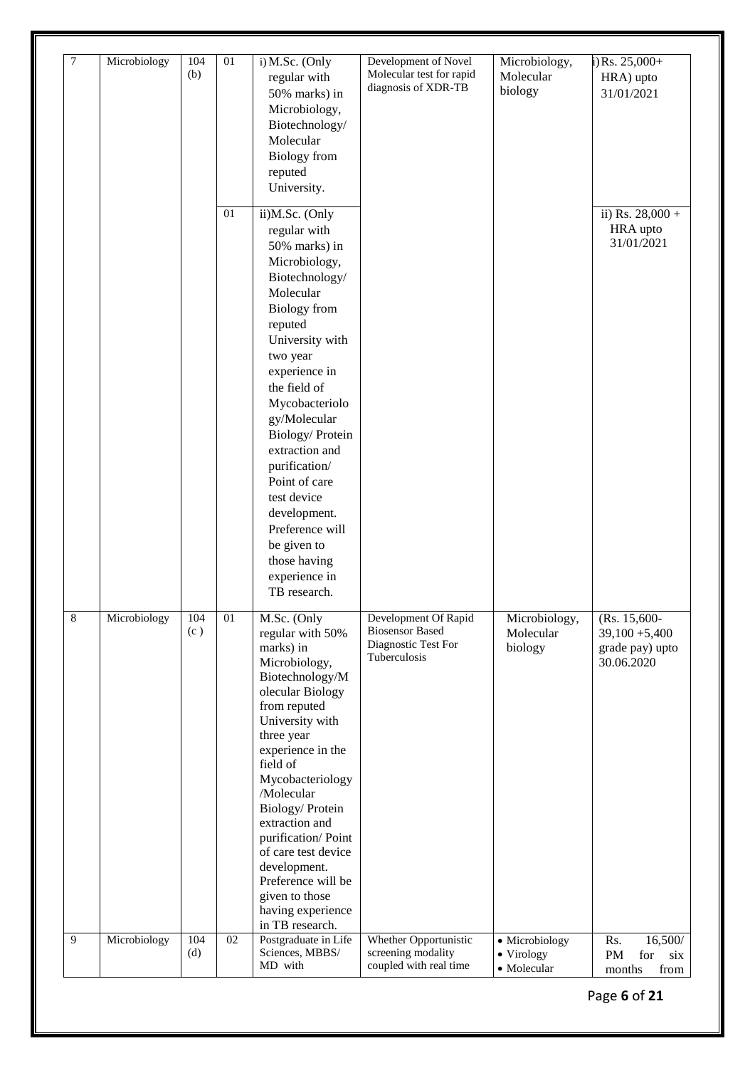| 7 | Microbiology | 104 (b) | 01 | i) M.Sc. (Only regular with 50% marks) in Microbiology, Biotechnology/ Molecular Biology from reputed University. | Development of Novel Molecular test for rapid diagnosis of XDR-TB | Microbiology, Molecular biology | i) Rs. 25,000+ HRA) upto 31/01/2021 |
|---|---|---|---|---|---|---|---|
| | | | 01 | ii)M.Sc. (Only regular with 50% marks) in Microbiology, Biotechnology/ Molecular Biology from reputed University with two year experience in the field of Mycobacteriology/Molecular Biology/ Protein extraction and purification/ Point of care test device development. Preference will be given to those having experience in TB research. | | | ii) Rs. 28,000 + HRA upto 31/01/2021 |
| 8 | Microbiology | 104 (c ) | 01 | M.Sc. (Only regular with 50% marks) in Microbiology, Biotechnology/Molecular Biology from reputed University with three year experience in the field of Mycobacteriology /Molecular Biology/ Protein extraction and purification/ Point of care test device development. Preference will be given to those having experience in TB research. | Development Of Rapid Biosensor Based Diagnostic Test For Tuberculosis | Microbiology, Molecular biology | (Rs. 15,600-39,100 +5,400 grade pay) upto 30.06.2020 |
| 9 | Microbiology | 104 (d) | 02 | Postgraduate in Life Sciences, MBBS/ MD with | Whether Opportunistic screening modality coupled with real time | • Microbiology<br>• Virology<br>• Molecular | Rs. 16,500/ PM for six months from |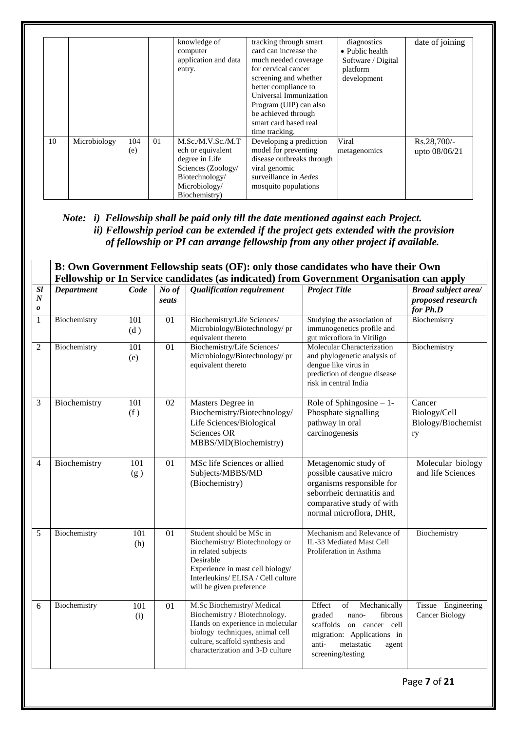| | | | | knowledge of computer application and data entry. | tracking through smart card can increase the much needed coverage for cervical cancer screening and whether better compliance to Universal Immunization Program (UIP) can also be achieved through smart card based real time tracking. | diagnostics<br>• Public health Software / Digital platform development | date of joining |
|---|---|---|---|---|---|---|---|
| 10 | Microbiology | 104 (e) | 01 | M.Sc./M.V.Sc./M.Tech or equivalent degree in Life Sciences (Zoology/ Biotechnology/ Microbiology/ Biochemistry) | Developing a prediction model for preventing disease outbreaks through viral genomic surveillance in *Aedes* mosquito populations | Viral metagenomics | Rs.28,700/- upto 08/06/21 |

***Note: i) Fellowship shall be paid only till the date mentioned against each Project.***
***ii) Fellowship period can be extended if the project gets extended with the provision of fellowship or PI can arrange fellowship from any other project if available.***

**B: Own Government Fellowship seats (OF): only those candidates who have their Own Fellowship or In Service candidates (as indicated) from Government Organisation can apply**

| *Sl No* | *Department* | *Code* | *No of seats* | *Qualification requirement* | *Project Title* | *Broad subject area/ proposed research for Ph.D* |
|---|---|---|---|---|---|---|
| 1 | Biochemistry | 101 (d ) | 01 | Biochemistry/Life Sciences/ Microbiology/Biotechnology/ pr equivalent thereto | Studying the association of immunogenetics profile and gut microflora in Vitiligo | Biochemistry |
| 2 | Biochemistry | 101 (e) | 01 | Biochemistry/Life Sciences/ Microbiology/Biotechnology/ pr equivalent thereto | Molecular Characterization and phylogenetic analysis of dengue like virus in prediction of dengue disease risk in central India | Biochemistry |
| 3 | Biochemistry | 101 (f ) | 02 | Masters Degree in Biochemistry/Biotechnology/ Life Sciences/Biological Sciences OR MBBS/MD(Biochemistry) | Role of Sphingosine – 1-Phosphate signalling pathway in oral carcinogenesis | Cancer Biology/Cell Biology/Biochemistry |
| 4 | Biochemistry | 101 (g ) | 01 | MSc life Sciences or allied Subjects/MBBS/MD (Biochemistry) | Metagenomic study of possible causative micro organisms responsible for seborrheic dermatitis and comparative study of with normal microflora, DHR, | Molecular biology and life Sciences |
| 5 | Biochemistry | 101 (h) | 01 | Student should be MSc in Biochemistry/ Biotechnology or in related subjects<br>Desirable<br>Experience in mast cell biology/ Interleukins/ ELISA / Cell culture will be given preference | Mechanism and Relevance of IL-33 Mediated Mast Cell Proliferation in Asthma | Biochemistry |
| 6 | Biochemistry | 101 (i) | 01 | M.Sc Biochemistry/ Medical Biochemistry / Biotechnology. Hands on experience in molecular biology techniques, animal cell culture, scaffold synthesis and characterization and 3-D culture | Effect of Mechanically graded nano- fibrous scaffolds on cancer cell migration: Applications in anti- metastatic agent screening/testing | Tissue Engineering Cancer Biology |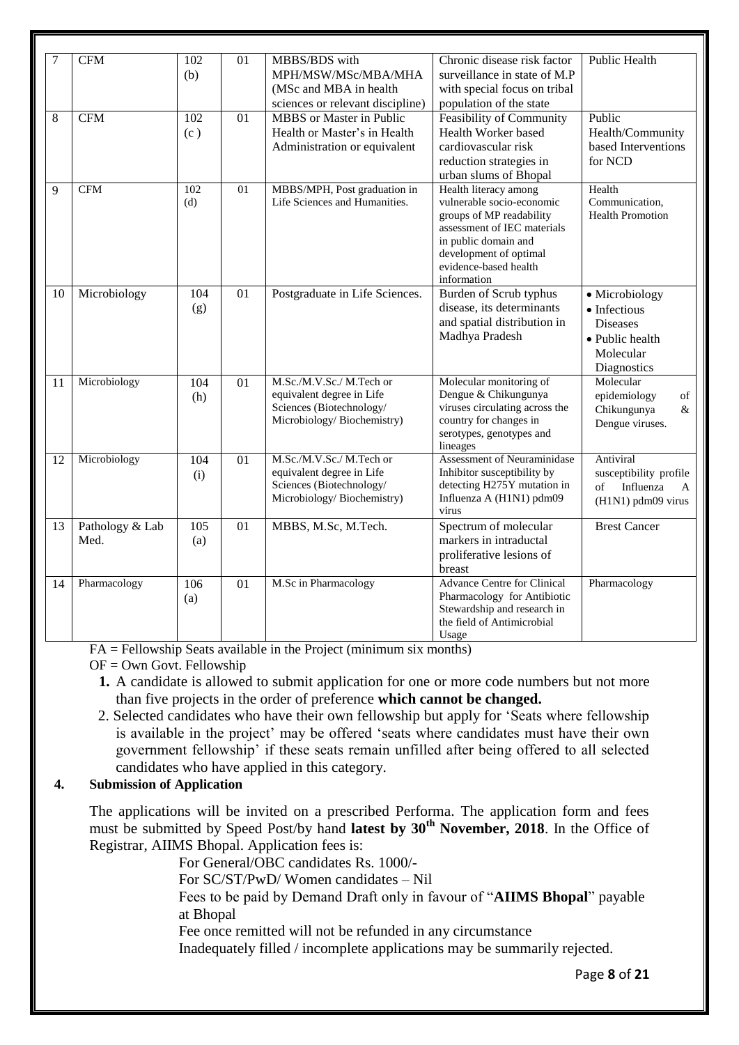| 7 | CFM | 102 (b) | 01 | MBBS/BDS with MPH/MSW/MSc/MBA/MHA (MSc and MBA in health sciences or relevant discipline) | Chronic disease risk factor surveillance in state of M.P with special focus on tribal population of the state | Public Health |
|---|---|---|---|---|---|---|
| 8 | CFM | 102 (c ) | 01 | MBBS or Master in Public Health or Master's in Health Administration or equivalent | Feasibility of Community Health Worker based cardiovascular risk reduction strategies in urban slums of Bhopal | Public Health/Community based Interventions for NCD |
| 9 | CFM | 102 (d) | 01 | MBBS/MPH, Post graduation in Life Sciences and Humanities. | Health literacy among vulnerable socio-economic groups of MP readability assessment of IEC materials in public domain and development of optimal evidence-based health information | Health Communication, Health Promotion |
| 10 | Microbiology | 104 (g) | 01 | Postgraduate in Life Sciences. | Burden of Scrub typhus disease, its determinants and spatial distribution in Madhya Pradesh | • Microbiology • Infectious Diseases • Public health Molecular Diagnostics |
| 11 | Microbiology | 104 (h) | 01 | M.Sc./M.V.Sc./ M.Tech or equivalent degree in Life Sciences (Biotechnology/ Microbiology/ Biochemistry) | Molecular monitoring of Dengue & Chikungunya viruses circulating across the country for changes in serotypes, genotypes and lineages | Molecular epidemiology of Chikungunya & Dengue viruses. |
| 12 | Microbiology | 104 (i) | 01 | M.Sc./M.V.Sc./ M.Tech or equivalent degree in Life Sciences (Biotechnology/ Microbiology/ Biochemistry) | Assessment of Neuraminidase Inhibitor susceptibility by detecting H275Y mutation in Influenza A (H1N1) pdm09 virus | Antiviral susceptibility profile of Influenza A (H1N1) pdm09 virus |
| 13 | Pathology & Lab Med. | 105 (a) | 01 | MBBS, M.Sc, M.Tech. | Spectrum of molecular markers in intraductal proliferative lesions of breast | Brest Cancer |
| 14 | Pharmacology | 106 (a) | 01 | M.Sc in Pharmacology | Advance Centre for Clinical Pharmacology for Antibiotic Stewardship and research in the field of Antimicrobial Usage | Pharmacology |

FA = Fellowship Seats available in the Project (minimum six months)

OF = Own Govt. Fellowship

1. A candidate is allowed to submit application for one or more code numbers but not more than five projects in the order of preference **which cannot be changed.**
2. Selected candidates who have their own fellowship but apply for 'Seats where fellowship is available in the project' may be offered 'seats where candidates must have their own government fellowship' if these seats remain unfilled after being offered to all selected candidates who have applied in this category.

**4. Submission of Application**

The applications will be invited on a prescribed Performa. The application form and fees must be submitted by Speed Post/by hand **latest by 30th November, 2018**. In the Office of Registrar, AIIMS Bhopal. Application fees is:

For General/OBC candidates Rs. 1000/-

For SC/ST/PwD/ Women candidates – Nil

Fees to be paid by Demand Draft only in favour of "**AIIMS Bhopal**" payable at Bhopal

Fee once remitted will not be refunded in any circumstance

Inadequately filled / incomplete applications may be summarily rejected.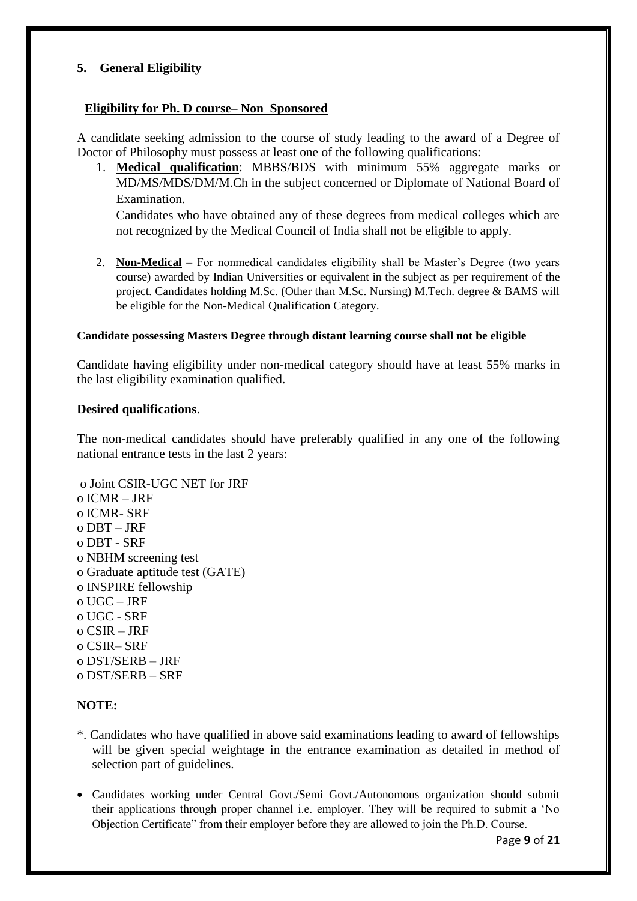## 5. General Eligibility

### Eligibility for Ph. D course– Non Sponsored

A candidate seeking admission to the course of study leading to the award of a Degree of Doctor of Philosophy must possess at least one of the following qualifications:

1. **Medical qualification**: MBBS/BDS with minimum 55% aggregate marks or MD/MS/MDS/DM/M.Ch in the subject concerned or Diplomate of National Board of Examination.

   Candidates who have obtained any of these degrees from medical colleges which are not recognized by the Medical Council of India shall not be eligible to apply.

2. **Non-Medical** – For nonmedical candidates eligibility shall be Master's Degree (two years course) awarded by Indian Universities or equivalent in the subject as per requirement of the project. Candidates holding M.Sc. (Other than M.Sc. Nursing) M.Tech. degree & BAMS will be eligible for the Non-Medical Qualification Category.

**Candidate possessing Masters Degree through distant learning course shall not be eligible**

Candidate having eligibility under non-medical category should have at least 55% marks in the last eligibility examination qualified.

**Desired qualifications**.

The non-medical candidates should have preferably qualified in any one of the following national entrance tests in the last 2 years:

- Joint CSIR-UGC NET for JRF
- ICMR – JRF
- ICMR- SRF
- DBT – JRF
- DBT - SRF
- NBHM screening test
- Graduate aptitude test (GATE)
- INSPIRE fellowship
- UGC – JRF
- UGC - SRF
- CSIR – JRF
- CSIR– SRF
- DST/SERB – JRF
- DST/SERB – SRF

**NOTE:**

*. Candidates who have qualified in above said examinations leading to award of fellowships will be given special weightage in the entrance examination as detailed in method of selection part of guidelines.

- Candidates working under Central Govt./Semi Govt./Autonomous organization should submit their applications through proper channel i.e. employer. They will be required to submit a 'No Objection Certificate" from their employer before they are allowed to join the Ph.D. Course.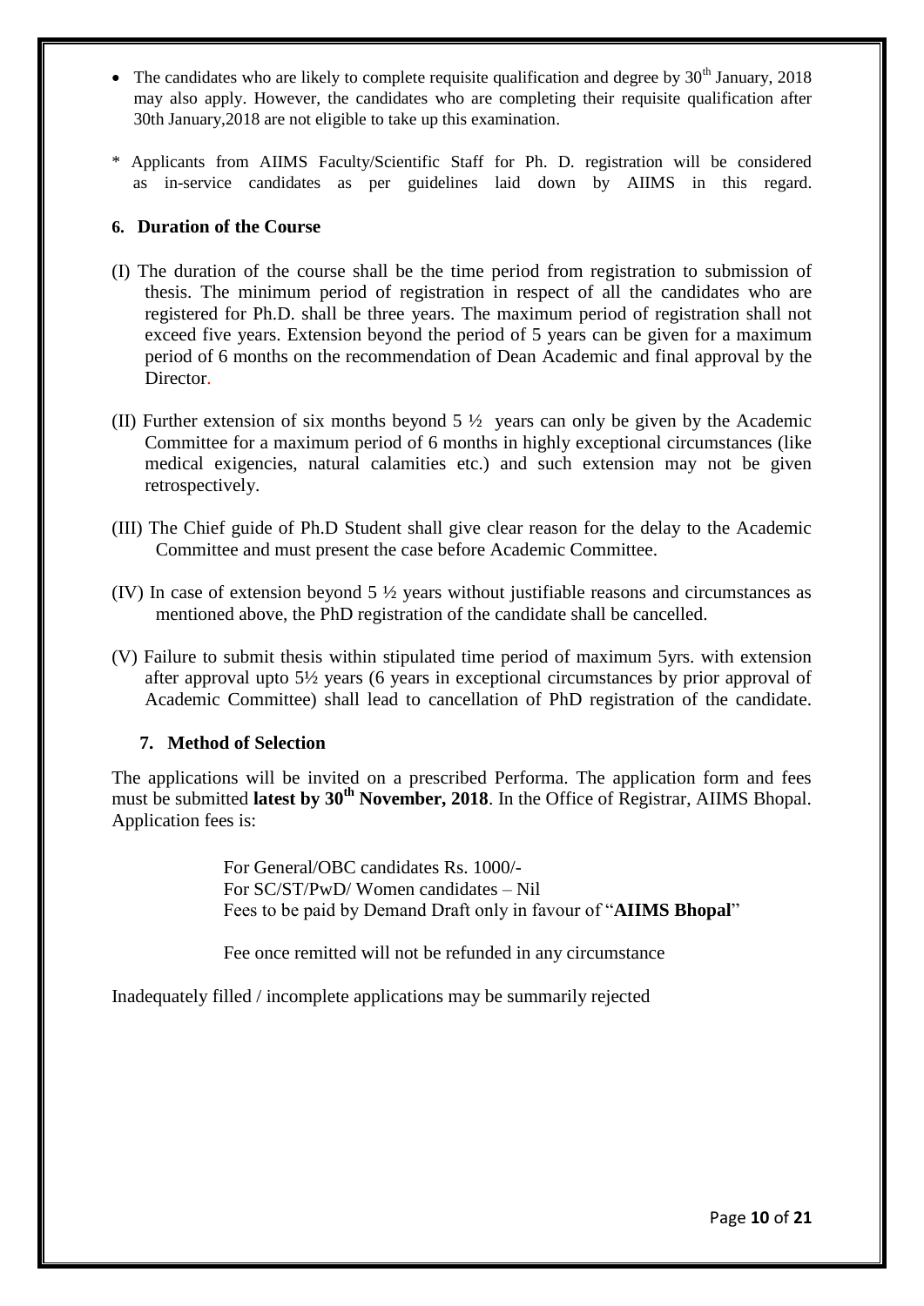- The candidates who are likely to complete requisite qualification and degree by 30th January, 2018 may also apply. However, the candidates who are completing their requisite qualification after 30th January,2018 are not eligible to take up this examination.

\* Applicants from AIIMS Faculty/Scientific Staff for Ph. D. registration will be considered as in-service candidates as per guidelines laid down by AIIMS in this regard.

## 6. Duration of the Course

(I) The duration of the course shall be the time period from registration to submission of thesis. The minimum period of registration in respect of all the candidates who are registered for Ph.D. shall be three years. The maximum period of registration shall not exceed five years. Extension beyond the period of 5 years can be given for a maximum period of 6 months on the recommendation of Dean Academic and final approval by the Director.

(II) Further extension of six months beyond 5 ½ years can only be given by the Academic Committee for a maximum period of 6 months in highly exceptional circumstances (like medical exigencies, natural calamities etc.) and such extension may not be given retrospectively.

(III) The Chief guide of Ph.D Student shall give clear reason for the delay to the Academic Committee and must present the case before Academic Committee.

(IV) In case of extension beyond 5 ½ years without justifiable reasons and circumstances as mentioned above, the PhD registration of the candidate shall be cancelled.

(V) Failure to submit thesis within stipulated time period of maximum 5yrs. with extension after approval upto 5½ years (6 years in exceptional circumstances by prior approval of Academic Committee) shall lead to cancellation of PhD registration of the candidate.

## 7. Method of Selection

The applications will be invited on a prescribed Performa. The application form and fees must be submitted **latest by 30th November, 2018**. In the Office of Registrar, AIIMS Bhopal. Application fees is:

For General/OBC candidates Rs. 1000/-
For SC/ST/PwD/ Women candidates – Nil
Fees to be paid by Demand Draft only in favour of "**AIIMS Bhopal**"

Fee once remitted will not be refunded in any circumstance

Inadequately filled / incomplete applications may be summarily rejected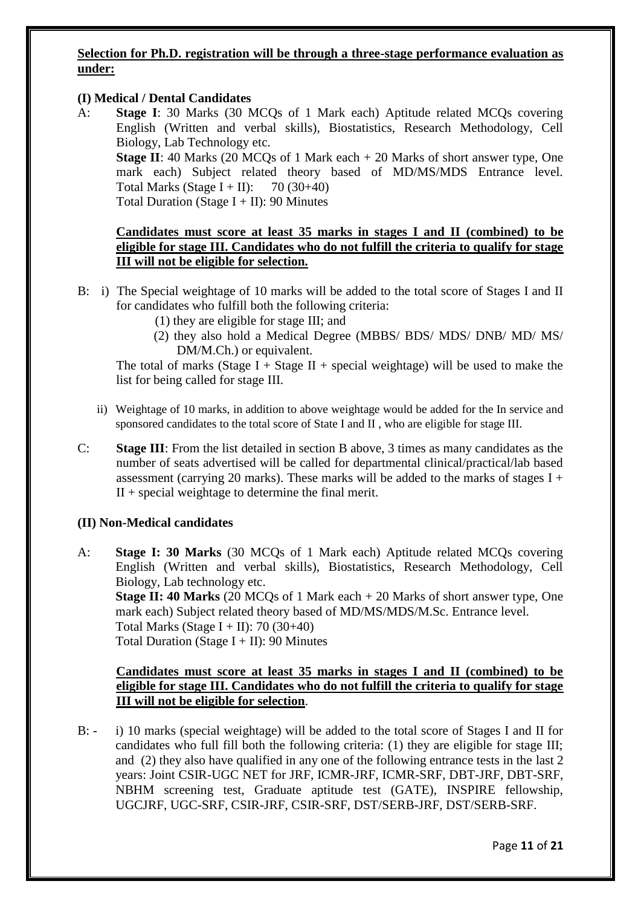**Selection for Ph.D. registration will be through a three-stage performance evaluation as under:**

**(I) Medical / Dental Candidates**

A: **Stage I**: 30 Marks (30 MCQs of 1 Mark each) Aptitude related MCQs covering English (Written and verbal skills), Biostatistics, Research Methodology, Cell Biology, Lab Technology etc.

**Stage II**: 40 Marks (20 MCQs of 1 Mark each + 20 Marks of short answer type, One mark each) Subject related theory based of MD/MS/MDS Entrance level.

Total Marks (Stage I + II): 70 (30+40)

Total Duration (Stage I + II): 90 Minutes

**Candidates must score at least 35 marks in stages I and II (combined) to be eligible for stage III. Candidates who do not fulfill the criteria to qualify for stage III will not be eligible for selection.**

B: i) The Special weightage of 10 marks will be added to the total score of Stages I and II for candidates who fulfill both the following criteria:

(1) they are eligible for stage III; and

(2) they also hold a Medical Degree (MBBS/ BDS/ MDS/ DNB/ MD/ MS/ DM/M.Ch.) or equivalent.

The total of marks (Stage I + Stage II + special weightage) will be used to make the list for being called for stage III.

ii) Weightage of 10 marks, in addition to above weightage would be added for the In service and sponsored candidates to the total score of State I and II , who are eligible for stage III.

C: **Stage III**: From the list detailed in section B above, 3 times as many candidates as the number of seats advertised will be called for departmental clinical/practical/lab based assessment (carrying 20 marks). These marks will be added to the marks of stages I + II + special weightage to determine the final merit.

**(II) Non-Medical candidates**

A: **Stage I: 30 Marks** (30 MCQs of 1 Mark each) Aptitude related MCQs covering English (Written and verbal skills), Biostatistics, Research Methodology, Cell Biology, Lab technology etc.

**Stage II: 40 Marks** (20 MCQs of 1 Mark each + 20 Marks of short answer type, One mark each) Subject related theory based of MD/MS/MDS/M.Sc. Entrance level.

Total Marks (Stage I + II): 70 (30+40)

Total Duration (Stage I + II): 90 Minutes

**Candidates must score at least 35 marks in stages I and II (combined) to be eligible for stage III. Candidates who do not fulfill the criteria to qualify for stage III will not be eligible for selection**.

B: - i) 10 marks (special weightage) will be added to the total score of Stages I and II for candidates who full fill both the following criteria: (1) they are eligible for stage III; and (2) they also have qualified in any one of the following entrance tests in the last 2 years: Joint CSIR-UGC NET for JRF, ICMR-JRF, ICMR-SRF, DBT-JRF, DBT-SRF, NBHM screening test, Graduate aptitude test (GATE), INSPIRE fellowship, UGCJRF, UGC-SRF, CSIR-JRF, CSIR-SRF, DST/SERB-JRF, DST/SERB-SRF.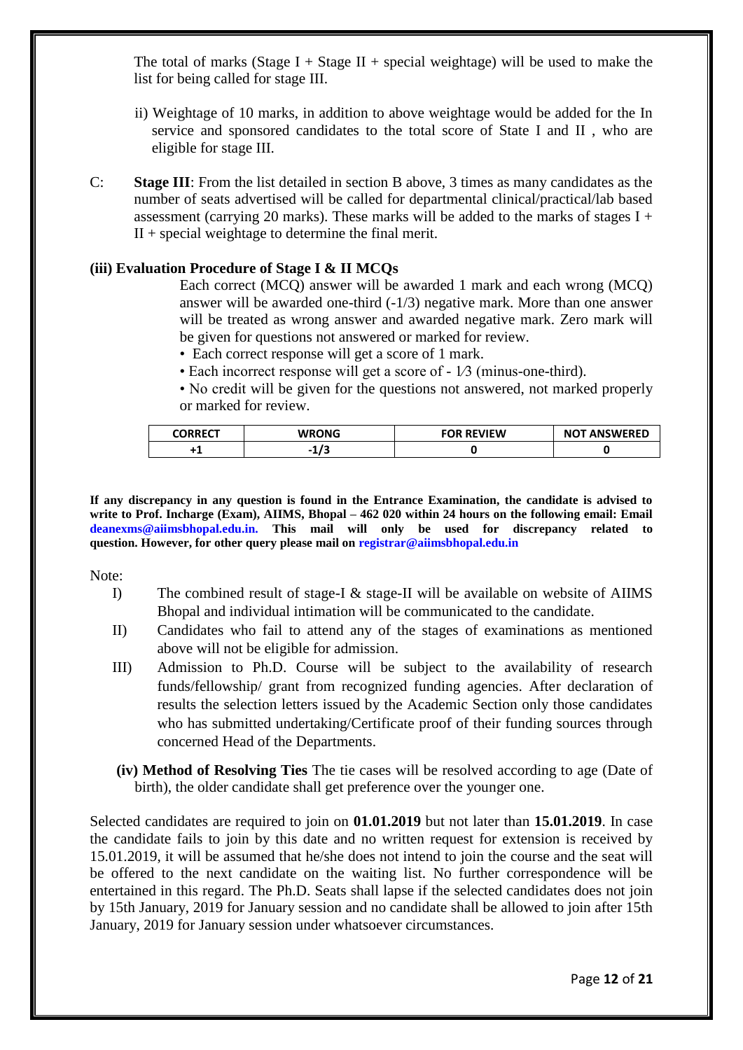The total of marks (Stage I + Stage II + special weightage) will be used to make the list for being called for stage III.

ii) Weightage of 10 marks, in addition to above weightage would be added for the In service and sponsored candidates to the total score of State I and II , who are eligible for stage III.

C: **Stage III**: From the list detailed in section B above, 3 times as many candidates as the number of seats advertised will be called for departmental clinical/practical/lab based assessment (carrying 20 marks). These marks will be added to the marks of stages I + II + special weightage to determine the final merit.

**(iii) Evaluation Procedure of Stage I & II MCQs**

Each correct (MCQ) answer will be awarded 1 mark and each wrong (MCQ) answer will be awarded one-third (-1/3) negative mark. More than one answer will be treated as wrong answer and awarded negative mark. Zero mark will be given for questions not answered or marked for review.

- Each correct response will get a score of 1 mark.
- Each incorrect response will get a score of - 1⁄3 (minus-one-third).
- No credit will be given for the questions not answered, not marked properly or marked for review.

| CORRECT | WRONG | FOR REVIEW | NOT ANSWERED |
|---|---|---|---|
| +1 | -1/3 | 0 | 0 |

**If any discrepancy in any question is found in the Entrance Examination, the candidate is advised to write to Prof. Incharge (Exam), AIIMS, Bhopal – 462 020 within 24 hours on the following email: Email deanexms@aiimsbhopal.edu.in. This mail will only be used for discrepancy related to question. However, for other query please mail on registrar@aiimsbhopal.edu.in**

Note:

I) The combined result of stage-I & stage-II will be available on website of AIIMS Bhopal and individual intimation will be communicated to the candidate.

II) Candidates who fail to attend any of the stages of examinations as mentioned above will not be eligible for admission.

III) Admission to Ph.D. Course will be subject to the availability of research funds/fellowship/ grant from recognized funding agencies. After declaration of results the selection letters issued by the Academic Section only those candidates who has submitted undertaking/Certificate proof of their funding sources through concerned Head of the Departments.

**(iv) Method of Resolving Ties** The tie cases will be resolved according to age (Date of birth), the older candidate shall get preference over the younger one.

Selected candidates are required to join on **01.01.2019** but not later than **15.01.2019**. In case the candidate fails to join by this date and no written request for extension is received by 15.01.2019, it will be assumed that he/she does not intend to join the course and the seat will be offered to the next candidate on the waiting list. No further correspondence will be entertained in this regard. The Ph.D. Seats shall lapse if the selected candidates does not join by 15th January, 2019 for January session and no candidate shall be allowed to join after 15th January, 2019 for January session under whatsoever circumstances.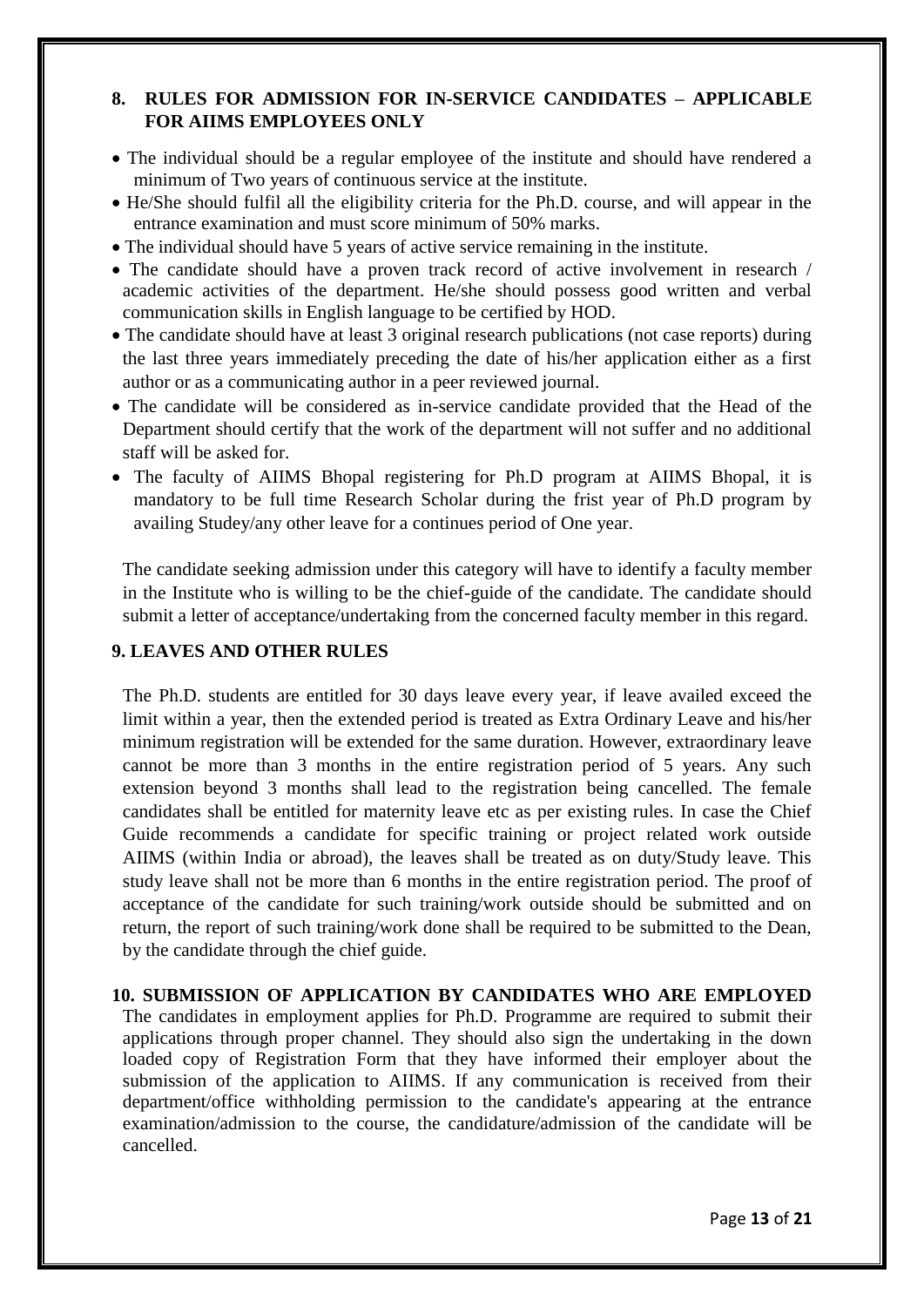## 8. RULES FOR ADMISSION FOR IN-SERVICE CANDIDATES – APPLICABLE FOR AIIMS EMPLOYEES ONLY

- The individual should be a regular employee of the institute and should have rendered a minimum of Two years of continuous service at the institute.
- He/She should fulfil all the eligibility criteria for the Ph.D. course, and will appear in the entrance examination and must score minimum of 50% marks.
- The individual should have 5 years of active service remaining in the institute.
- The candidate should have a proven track record of active involvement in research / academic activities of the department. He/she should possess good written and verbal communication skills in English language to be certified by HOD.
- The candidate should have at least 3 original research publications (not case reports) during the last three years immediately preceding the date of his/her application either as a first author or as a communicating author in a peer reviewed journal.
- The candidate will be considered as in-service candidate provided that the Head of the Department should certify that the work of the department will not suffer and no additional staff will be asked for.
- The faculty of AIIMS Bhopal registering for Ph.D program at AIIMS Bhopal, it is mandatory to be full time Research Scholar during the frist year of Ph.D program by availing Studey/any other leave for a continues period of One year.

The candidate seeking admission under this category will have to identify a faculty member in the Institute who is willing to be the chief-guide of the candidate. The candidate should submit a letter of acceptance/undertaking from the concerned faculty member in this regard.

## 9. LEAVES AND OTHER RULES

The Ph.D. students are entitled for 30 days leave every year, if leave availed exceed the limit within a year, then the extended period is treated as Extra Ordinary Leave and his/her minimum registration will be extended for the same duration. However, extraordinary leave cannot be more than 3 months in the entire registration period of 5 years. Any such extension beyond 3 months shall lead to the registration being cancelled. The female candidates shall be entitled for maternity leave etc as per existing rules. In case the Chief Guide recommends a candidate for specific training or project related work outside AIIMS (within India or abroad), the leaves shall be treated as on duty/Study leave. This study leave shall not be more than 6 months in the entire registration period. The proof of acceptance of the candidate for such training/work outside should be submitted and on return, the report of such training/work done shall be required to be submitted to the Dean, by the candidate through the chief guide.

## 10. SUBMISSION OF APPLICATION BY CANDIDATES WHO ARE EMPLOYED

The candidates in employment applies for Ph.D. Programme are required to submit their applications through proper channel. They should also sign the undertaking in the down loaded copy of Registration Form that they have informed their employer about the submission of the application to AIIMS. If any communication is received from their department/office withholding permission to the candidate's appearing at the entrance examination/admission to the course, the candidature/admission of the candidate will be cancelled.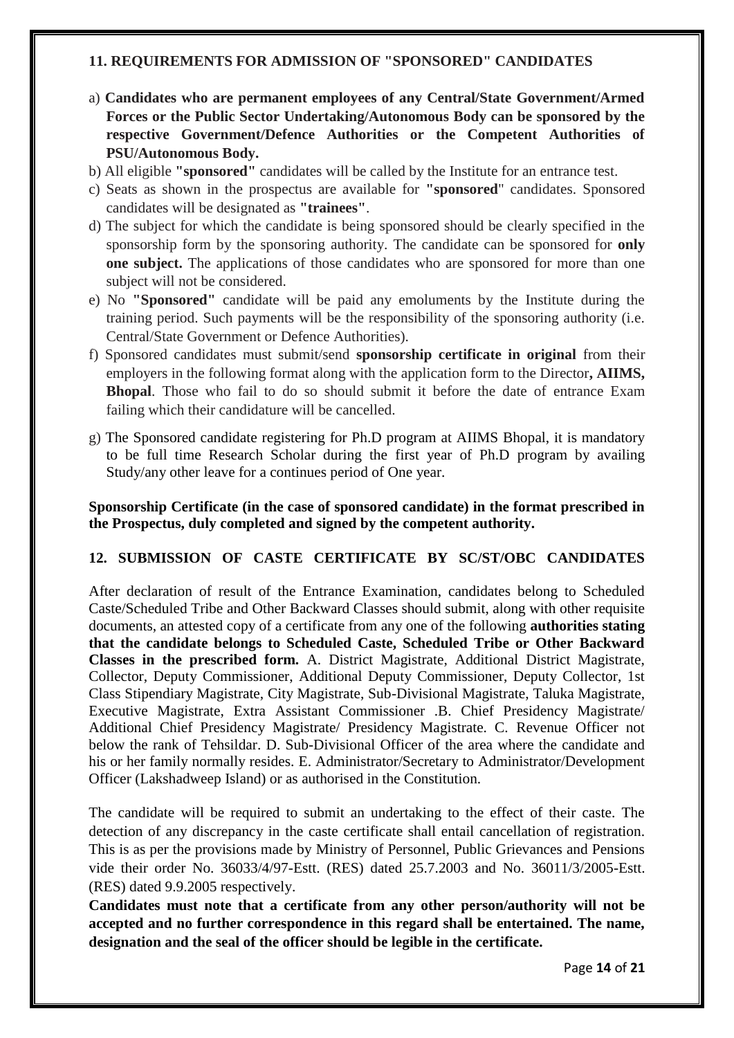## 11. REQUIREMENTS FOR ADMISSION OF "SPONSORED" CANDIDATES

a) **Candidates who are permanent employees of any Central/State Government/Armed Forces or the Public Sector Undertaking/Autonomous Body can be sponsored by the respective Government/Defence Authorities or the Competent Authorities of PSU/Autonomous Body.**

b) All eligible **"sponsored"** candidates will be called by the Institute for an entrance test.

c) Seats as shown in the prospectus are available for **"sponsored"** candidates. Sponsored candidates will be designated as **"trainees"**.

d) The subject for which the candidate is being sponsored should be clearly specified in the sponsorship form by the sponsoring authority. The candidate can be sponsored for **only one subject.** The applications of those candidates who are sponsored for more than one subject will not be considered.

e) No **"Sponsored"** candidate will be paid any emoluments by the Institute during the training period. Such payments will be the responsibility of the sponsoring authority (i.e. Central/State Government or Defence Authorities).

f) Sponsored candidates must submit/send **sponsorship certificate in original** from their employers in the following format along with the application form to the Director**, AIIMS, Bhopal**. Those who fail to do so should submit it before the date of entrance Exam failing which their candidature will be cancelled.

g) The Sponsored candidate registering for Ph.D program at AIIMS Bhopal, it is mandatory to be full time Research Scholar during the first year of Ph.D program by availing Study/any other leave for a continues period of One year.

**Sponsorship Certificate (in the case of sponsored candidate) in the format prescribed in the Prospectus, duly completed and signed by the competent authority.**

## 12. SUBMISSION OF CASTE CERTIFICATE BY SC/ST/OBC CANDIDATES

After declaration of result of the Entrance Examination, candidates belong to Scheduled Caste/Scheduled Tribe and Other Backward Classes should submit, along with other requisite documents, an attested copy of a certificate from any one of the following **authorities stating that the candidate belongs to Scheduled Caste, Scheduled Tribe or Other Backward Classes in the prescribed form.** A. District Magistrate, Additional District Magistrate, Collector, Deputy Commissioner, Additional Deputy Commissioner, Deputy Collector, 1st Class Stipendiary Magistrate, City Magistrate, Sub-Divisional Magistrate, Taluka Magistrate, Executive Magistrate, Extra Assistant Commissioner .B. Chief Presidency Magistrate/ Additional Chief Presidency Magistrate/ Presidency Magistrate. C. Revenue Officer not below the rank of Tehsildar. D. Sub-Divisional Officer of the area where the candidate and his or her family normally resides. E. Administrator/Secretary to Administrator/Development Officer (Lakshadweep Island) or as authorised in the Constitution.

The candidate will be required to submit an undertaking to the effect of their caste. The detection of any discrepancy in the caste certificate shall entail cancellation of registration. This is as per the provisions made by Ministry of Personnel, Public Grievances and Pensions vide their order No. 36033/4/97-Estt. (RES) dated 25.7.2003 and No. 36011/3/2005-Estt. (RES) dated 9.9.2005 respectively.

**Candidates must note that a certificate from any other person/authority will not be accepted and no further correspondence in this regard shall be entertained. The name, designation and the seal of the officer should be legible in the certificate.**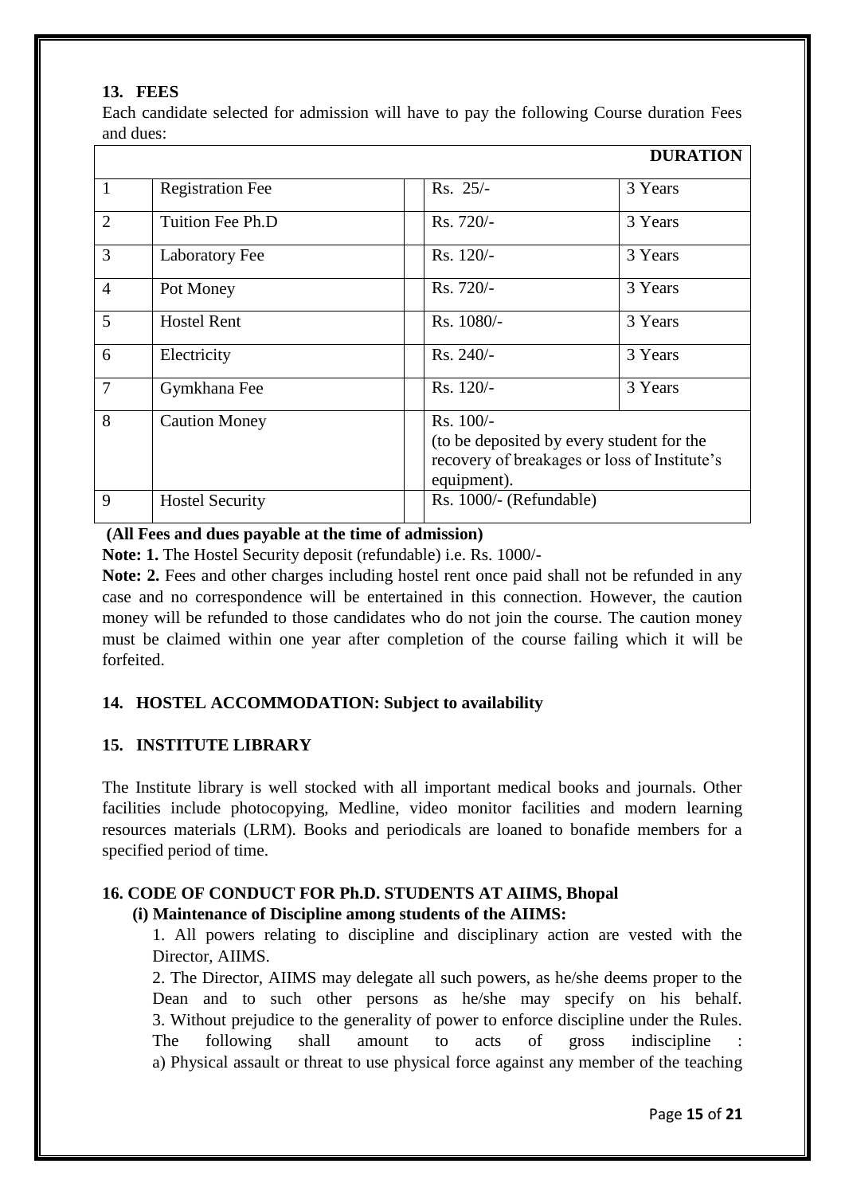## 13. FEES

Each candidate selected for admission will have to pay the following Course duration Fees and dues:

| | | | | DURATION |
|---|---|---|---|---|
| 1 | Registration Fee | | Rs. 25/- | 3 Years |
| 2 | Tuition Fee Ph.D | | Rs. 720/- | 3 Years |
| 3 | Laboratory Fee | | Rs. 120/- | 3 Years |
| 4 | Pot Money | | Rs. 720/- | 3 Years |
| 5 | Hostel Rent | | Rs. 1080/- | 3 Years |
| 6 | Electricity | | Rs. 240/- | 3 Years |
| 7 | Gymkhana Fee | | Rs. 120/- | 3 Years |
| 8 | Caution Money | | Rs. 100/- (to be deposited by every student for the recovery of breakages or loss of Institute's equipment). | |
| 9 | Hostel Security | | Rs. 1000/- (Refundable) | |

**(All Fees and dues payable at the time of admission)**

**Note: 1.** The Hostel Security deposit (refundable) i.e. Rs. 1000/-

**Note: 2.** Fees and other charges including hostel rent once paid shall not be refunded in any case and no correspondence will be entertained in this connection. However, the caution money will be refunded to those candidates who do not join the course. The caution money must be claimed within one year after completion of the course failing which it will be forfeited.

## 14. HOSTEL ACCOMMODATION: Subject to availability

## 15. INSTITUTE LIBRARY

The Institute library is well stocked with all important medical books and journals. Other facilities include photocopying, Medline, video monitor facilities and modern learning resources materials (LRM). Books and periodicals are loaned to bonafide members for a specified period of time.

## 16. CODE OF CONDUCT FOR Ph.D. STUDENTS AT AIIMS, Bhopal

**(i) Maintenance of Discipline among students of the AIIMS:**

1. All powers relating to discipline and disciplinary action are vested with the Director, AIIMS.

2. The Director, AIIMS may delegate all such powers, as he/she deems proper to the Dean and to such other persons as he/she may specify on his behalf.

3. Without prejudice to the generality of power to enforce discipline under the Rules. The following shall amount to acts of gross indiscipline :

a) Physical assault or threat to use physical force against any member of the teaching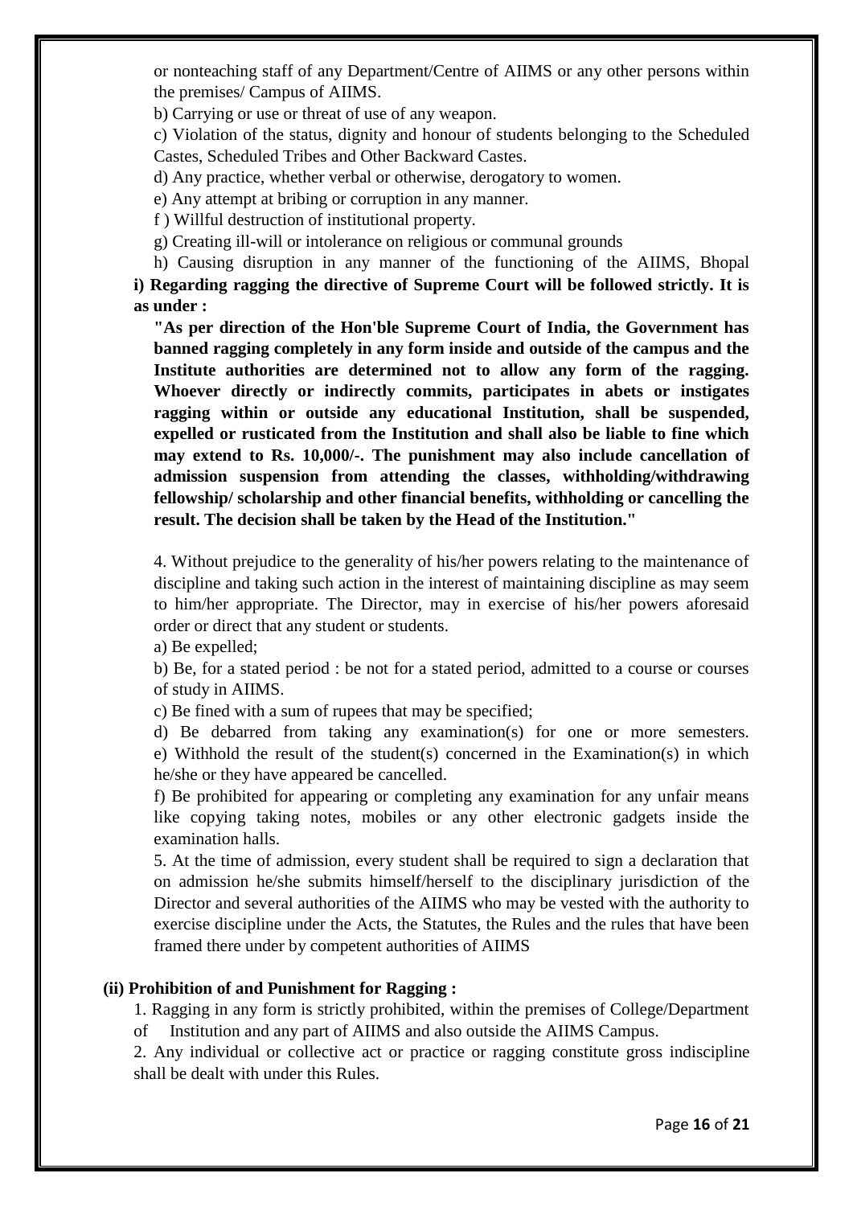or nonteaching staff of any Department/Centre of AIIMS or any other persons within the premises/ Campus of AIIMS.

b) Carrying or use or threat of use of any weapon.

c) Violation of the status, dignity and honour of students belonging to the Scheduled Castes, Scheduled Tribes and Other Backward Castes.

d) Any practice, whether verbal or otherwise, derogatory to women.

e) Any attempt at bribing or corruption in any manner.

f ) Willful destruction of institutional property.

g) Creating ill-will or intolerance on religious or communal grounds

h) Causing disruption in any manner of the functioning of the AIIMS, Bhopal

**i) Regarding ragging the directive of Supreme Court will be followed strictly. It is as under :**

**"As per direction of the Hon'ble Supreme Court of India, the Government has banned ragging completely in any form inside and outside of the campus and the Institute authorities are determined not to allow any form of the ragging. Whoever directly or indirectly commits, participates in abets or instigates ragging within or outside any educational Institution, shall be suspended, expelled or rusticated from the Institution and shall also be liable to fine which may extend to Rs. 10,000/-. The punishment may also include cancellation of admission suspension from attending the classes, withholding/withdrawing fellowship/ scholarship and other financial benefits, withholding or cancelling the result. The decision shall be taken by the Head of the Institution."**

4. Without prejudice to the generality of his/her powers relating to the maintenance of discipline and taking such action in the interest of maintaining discipline as may seem to him/her appropriate. The Director, may in exercise of his/her powers aforesaid order or direct that any student or students.

a) Be expelled;

b) Be, for a stated period : be not for a stated period, admitted to a course or courses of study in AIIMS.

c) Be fined with a sum of rupees that may be specified;

d) Be debarred from taking any examination(s) for one or more semesters.

e) Withhold the result of the student(s) concerned in the Examination(s) in which he/she or they have appeared be cancelled.

f) Be prohibited for appearing or completing any examination for any unfair means like copying taking notes, mobiles or any other electronic gadgets inside the examination halls.

5. At the time of admission, every student shall be required to sign a declaration that on admission he/she submits himself/herself to the disciplinary jurisdiction of the Director and several authorities of the AIIMS who may be vested with the authority to exercise discipline under the Acts, the Statutes, the Rules and the rules that have been framed there under by competent authorities of AIIMS

**(ii) Prohibition of and Punishment for Ragging :**

1. Ragging in any form is strictly prohibited, within the premises of College/Department of Institution and any part of AIIMS and also outside the AIIMS Campus.

2. Any individual or collective act or practice or ragging constitute gross indiscipline shall be dealt with under this Rules.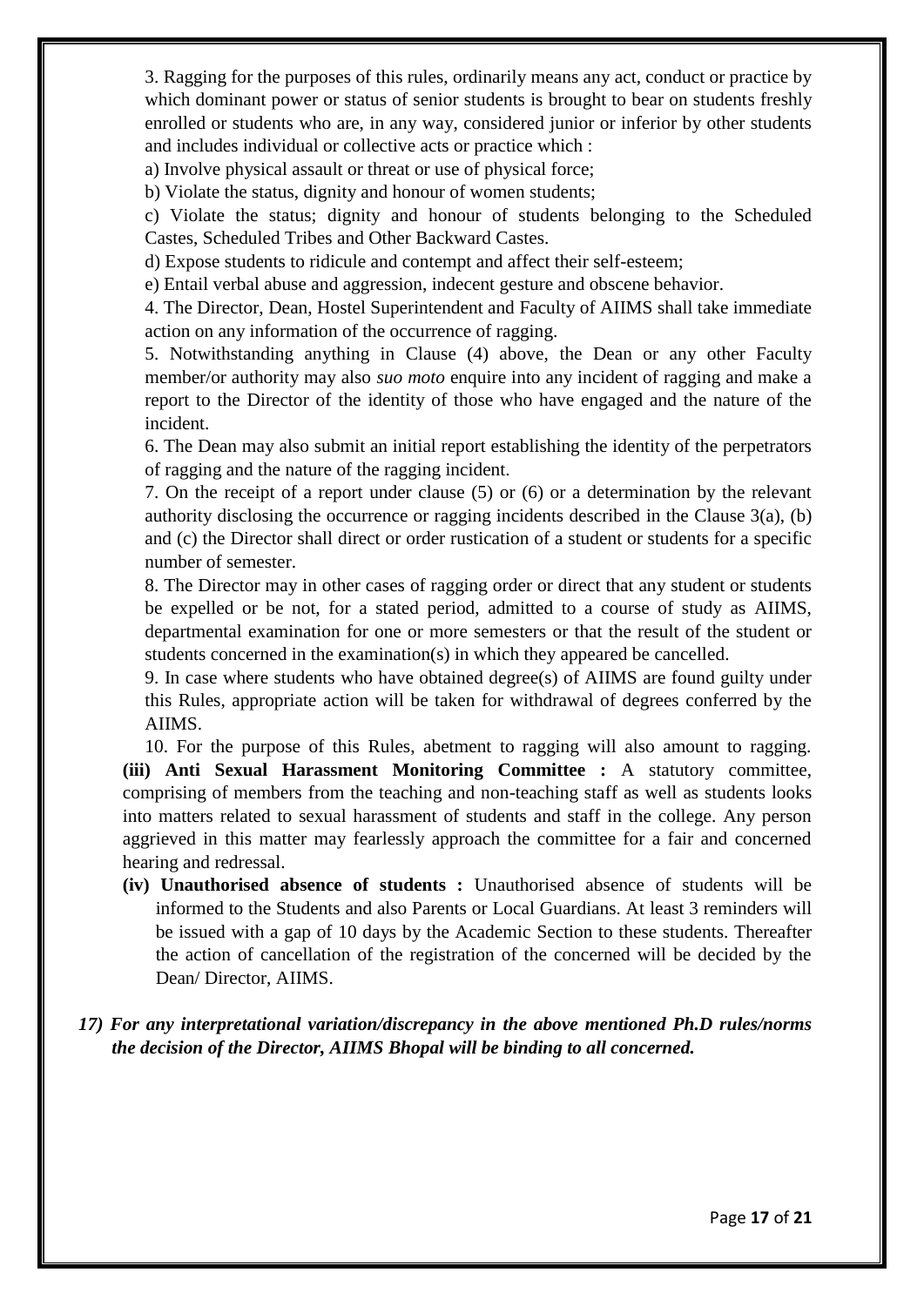3. Ragging for the purposes of this rules, ordinarily means any act, conduct or practice by which dominant power or status of senior students is brought to bear on students freshly enrolled or students who are, in any way, considered junior or inferior by other students and includes individual or collective acts or practice which :

a) Involve physical assault or threat or use of physical force;

b) Violate the status, dignity and honour of women students;

c) Violate the status; dignity and honour of students belonging to the Scheduled Castes, Scheduled Tribes and Other Backward Castes.

d) Expose students to ridicule and contempt and affect their self-esteem;

e) Entail verbal abuse and aggression, indecent gesture and obscene behavior.

4. The Director, Dean, Hostel Superintendent and Faculty of AIIMS shall take immediate action on any information of the occurrence of ragging.

5. Notwithstanding anything in Clause (4) above, the Dean or any other Faculty member/or authority may also *suo moto* enquire into any incident of ragging and make a report to the Director of the identity of those who have engaged and the nature of the incident.

6. The Dean may also submit an initial report establishing the identity of the perpetrators of ragging and the nature of the ragging incident.

7. On the receipt of a report under clause (5) or (6) or a determination by the relevant authority disclosing the occurrence or ragging incidents described in the Clause 3(a), (b) and (c) the Director shall direct or order rustication of a student or students for a specific number of semester.

8. The Director may in other cases of ragging order or direct that any student or students be expelled or be not, for a stated period, admitted to a course of study as AIIMS, departmental examination for one or more semesters or that the result of the student or students concerned in the examination(s) in which they appeared be cancelled.

9. In case where students who have obtained degree(s) of AIIMS are found guilty under this Rules, appropriate action will be taken for withdrawal of degrees conferred by the AIIMS.

10. For the purpose of this Rules, abetment to ragging will also amount to ragging.

**(iii) Anti Sexual Harassment Monitoring Committee :** A statutory committee, comprising of members from the teaching and non-teaching staff as well as students looks into matters related to sexual harassment of students and staff in the college. Any person aggrieved in this matter may fearlessly approach the committee for a fair and concerned hearing and redressal.

**(iv) Unauthorised absence of students :** Unauthorised absence of students will be informed to the Students and also Parents or Local Guardians. At least 3 reminders will be issued with a gap of 10 days by the Academic Section to these students. Thereafter the action of cancellation of the registration of the concerned will be decided by the Dean/ Director, AIIMS.

***17) For any interpretational variation/discrepancy in the above mentioned Ph.D rules/norms the decision of the Director, AIIMS Bhopal will be binding to all concerned.***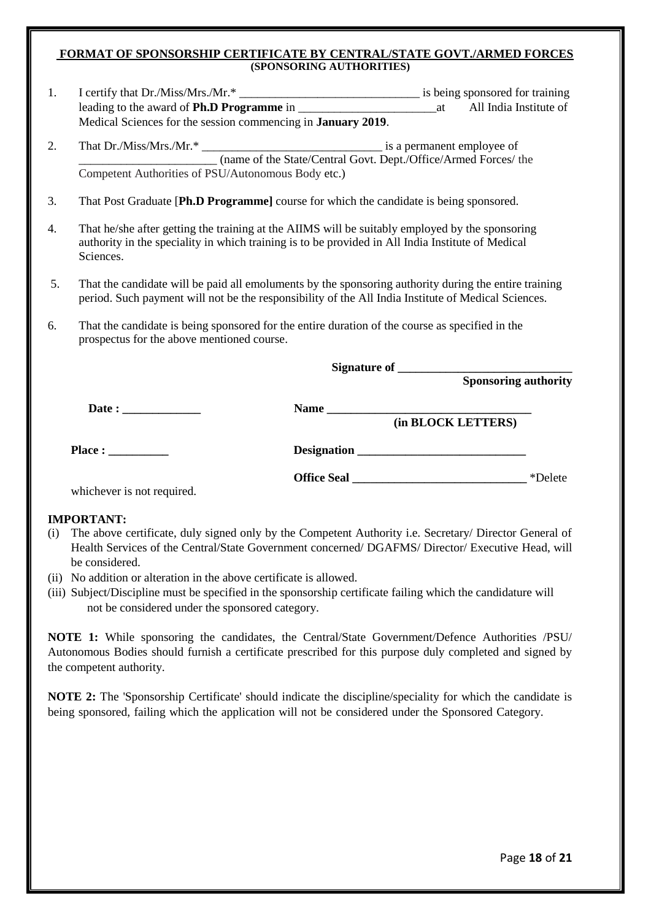**FORMAT OF SPONSORSHIP CERTIFICATE BY CENTRAL/STATE GOVT./ARMED FORCES**
**(SPONSORING AUTHORITIES)**

1. I certify that Dr./Miss/Mrs./Mr.* ______________________________ is being sponsored for training leading to the award of **Ph.D Programme** in _______________________at All India Institute of Medical Sciences for the session commencing in **January 2019**.

2. That Dr./Miss/Mrs./Mr.* ______________________________ is a permanent employee of _______________________ (name of the State/Central Govt. Dept./Office/Armed Forces/ the Competent Authorities of PSU/Autonomous Body etc.)

3. That Post Graduate [**Ph.D Programme]** course for which the candidate is being sponsored.

4. That he/she after getting the training at the AIIMS will be suitably employed by the sponsoring authority in the speciality in which training is to be provided in All India Institute of Medical Sciences.

5. That the candidate will be paid all emoluments by the sponsoring authority during the entire training period. Such payment will not be the responsibility of the All India Institute of Medical Sciences.

6. That the candidate is being sponsored for the entire duration of the course as specified in the prospectus for the above mentioned course.

**Signature of ______________________________**
**Sponsoring authority**

**Date : _____________**

**Name __________________________________**
**(in BLOCK LETTERS)**

**Place : __________**

**Designation ____________________________**

**Office Seal _____________________________** *Delete whichever is not required.

**IMPORTANT:**

(i) The above certificate, duly signed only by the Competent Authority i.e. Secretary/ Director General of Health Services of the Central/State Government concerned/ DGAFMS/ Director/ Executive Head, will be considered.

(ii) No addition or alteration in the above certificate is allowed.

(iii) Subject/Discipline must be specified in the sponsorship certificate failing which the candidature will not be considered under the sponsored category.

**NOTE 1:** While sponsoring the candidates, the Central/State Government/Defence Authorities /PSU/ Autonomous Bodies should furnish a certificate prescribed for this purpose duly completed and signed by the competent authority.

**NOTE 2:** The 'Sponsorship Certificate' should indicate the discipline/speciality for which the candidate is being sponsored, failing which the application will not be considered under the Sponsored Category.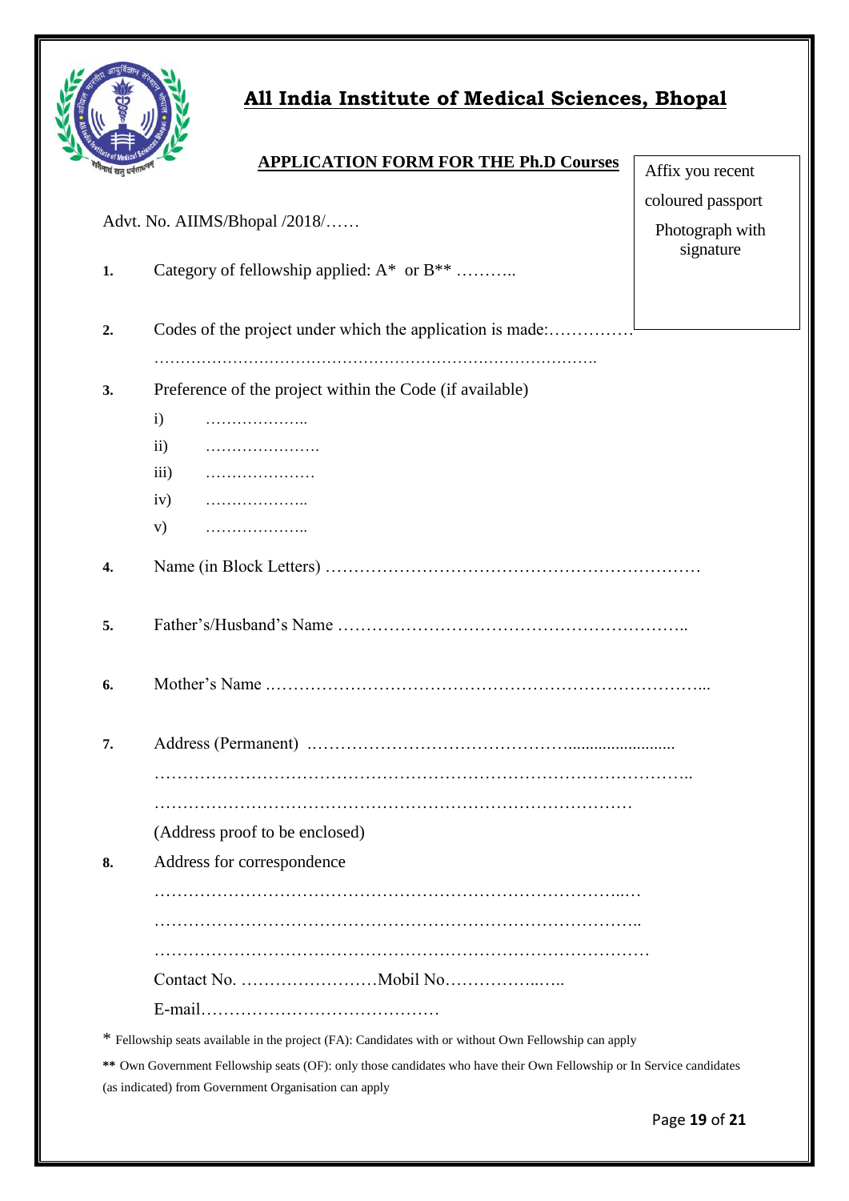# All India Institute of Medical Sciences, Bhopal

## APPLICATION FORM FOR THE Ph.D Courses

Affix you recent coloured passport Photograph with signature

Advt. No. AIIMS/Bhopal /2018/……

1. Category of fellowship applied: A* or B** ………..

2. Codes of the project under which the application is made:……………
………………………………………………………………………….

3. Preference of the project within the Code (if available)
   - i) ………………..
   - ii) ………………….
   - iii) …………………
   - iv) ………………..
   - v) ………………..

4. Name (in Block Letters) …………………………………………………………

5. Father's/Husband's Name ……………………………………………………..

6. Mother's Name .…………………………………………………………………...

7. Address (Permanent) ………………………………………........................
   ………………………………………………………………………………..
   ……………………………………………………………………………
   (Address proof to be enclosed)

8. Address for correspondence
   ……………………………………………………………………….…
   ………………………………………………………………………..
   ……………………………………………………………………………
   Contact No. ……………………Mobil No……………..…..
   E-mail……………………………………

* Fellowship seats available in the project (FA): Candidates with or without Own Fellowship can apply

** Own Government Fellowship seats (OF): only those candidates who have their Own Fellowship or In Service candidates (as indicated) from Government Organisation can apply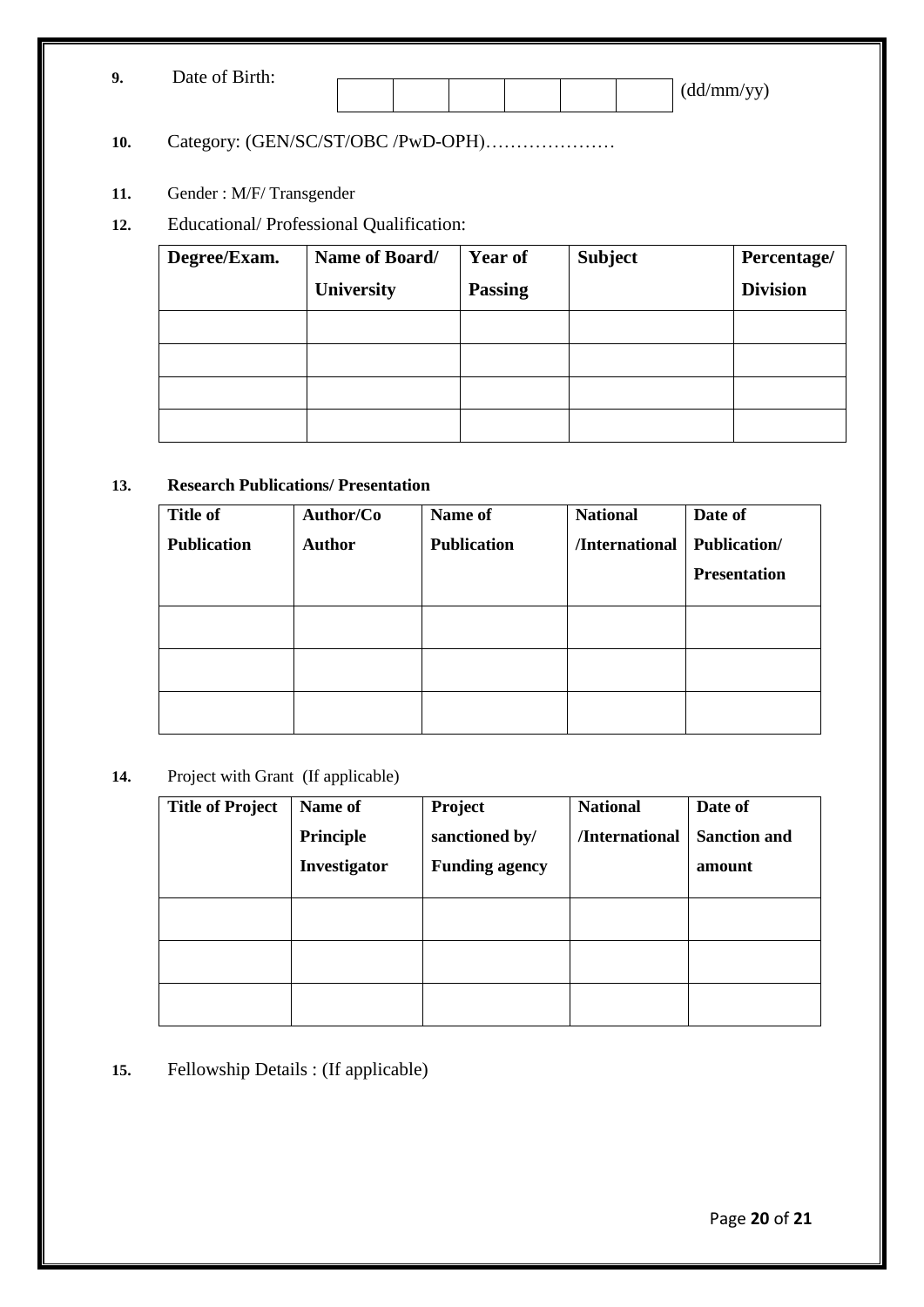9. Date of Birth: | | | | | | | (dd/mm/yy)

10. Category: (GEN/SC/ST/OBC /PwD-OPH)…………………

11. Gender : M/F/ Transgender

12. Educational/ Professional Qualification:

| Degree/Exam. | Name of Board/ University | Year of Passing | Subject | Percentage/ Division |
|---|---|---|---|---|
| | | | | |
| | | | | |
| | | | | |
| | | | | |

13. **Research Publications/ Presentation**

| Title of Publication | Author/Co Author | Name of Publication | National /International | Date of Publication/ Presentation |
|---|---|---|---|---|
| | | | | |
| | | | | |
| | | | | |

14. Project with Grant (If applicable)

| Title of Project | Name of Principle Investigator | Project sanctioned by/ Funding agency | National /International | Date of Sanction and amount |
|---|---|---|---|---|
| | | | | |
| | | | | |
| | | | | |

15. Fellowship Details : (If applicable)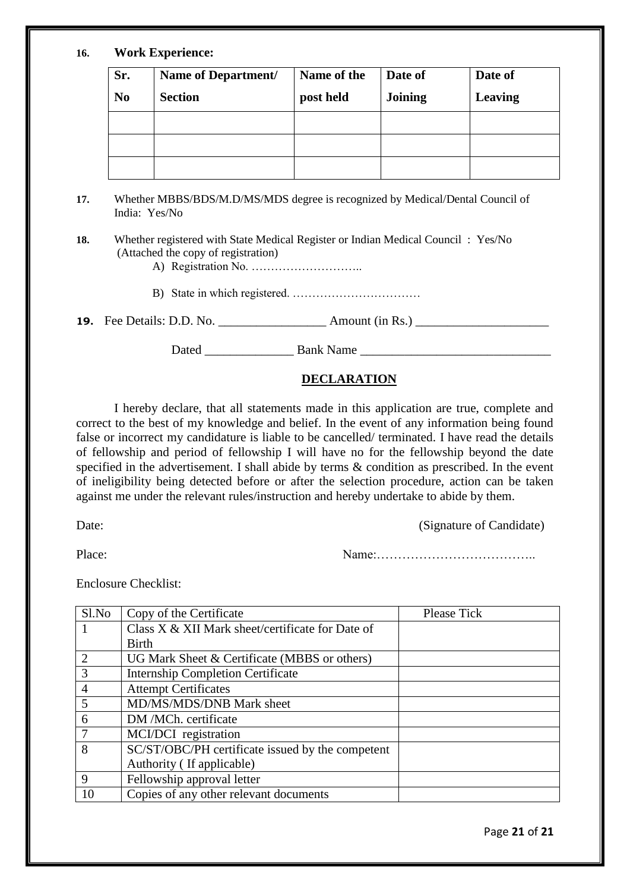**16. Work Experience:**

| Sr. No | Name of Department/ Section | Name of the post held | Date of Joining | Date of Leaving |
|---|---|---|---|---|
| | | | | |
| | | | | |
| | | | | |

**17.** Whether MBBS/BDS/M.D/MS/MDS degree is recognized by Medical/Dental Council of India: Yes/No

**18.** Whether registered with State Medical Register or Indian Medical Council : Yes/No (Attached the copy of registration)

A) Registration No. ………………………..

B) State in which registered. ……………………………

**19.** Fee Details: D.D. No. _________________ Amount (in Rs.) _____________________

Dated ______________ Bank Name ______________________________

## DECLARATION

I hereby declare, that all statements made in this application are true, complete and correct to the best of my knowledge and belief. In the event of any information being found false or incorrect my candidature is liable to be cancelled/ terminated. I have read the details of fellowship and period of fellowship I will have no for the fellowship beyond the date specified in the advertisement. I shall abide by terms & condition as prescribed. In the event of ineligibility being detected before or after the selection procedure, action can be taken against me under the relevant rules/instruction and hereby undertake to abide by them.

Date: (Signature of Candidate)

Place: Name:………………………………..

Enclosure Checklist:

| Sl.No | Copy of the Certificate | Please Tick |
|---|---|---|
| 1 | Class X & XII Mark sheet/certificate for Date of Birth | |
| 2 | UG Mark Sheet & Certificate (MBBS or others) | |
| 3 | Internship Completion Certificate | |
| 4 | Attempt Certificates | |
| 5 | MD/MS/MDS/DNB Mark sheet | |
| 6 | DM /MCh. certificate | |
| 7 | MCI/DCI registration | |
| 8 | SC/ST/OBC/PH certificate issued by the competent Authority ( If applicable) | |
| 9 | Fellowship approval letter | |
| 10 | Copies of any other relevant documents | |